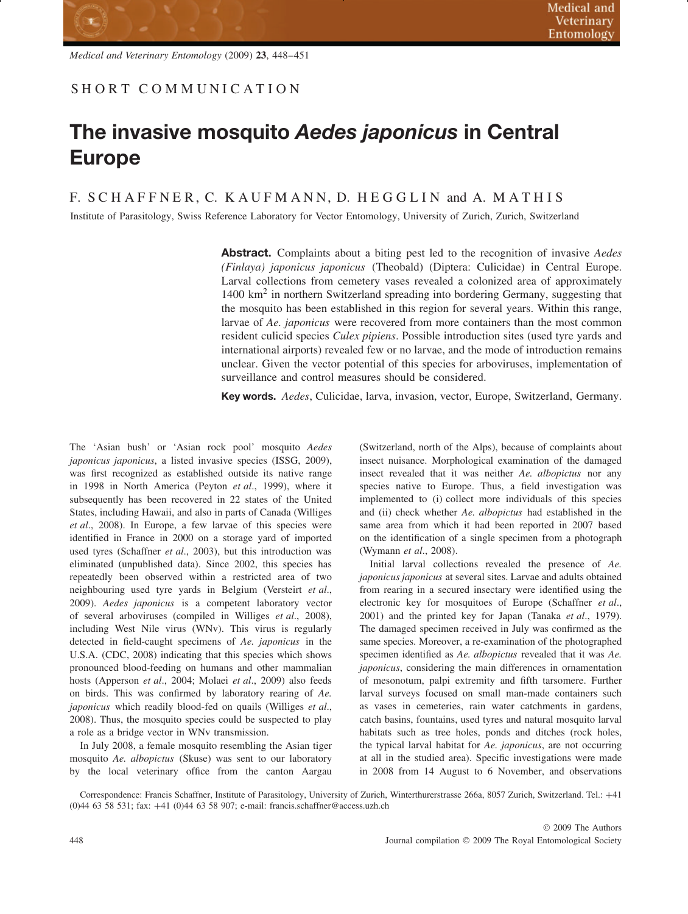SHORT COMMUNICATION

# The invasive mosquito *Aedes japonicus* in Central Europe

F. SCHAFFNER, C. KAUFMANN, D. HEGGLIN and A. MATHIS

Institute of Parasitology, Swiss Reference Laboratory for Vector Entomology, University of Zurich, Zurich, Switzerland

**Abstract.** Complaints about a biting pest led to the recognition of invasive *Aedes (Finlaya) japonicus japonicus* (Theobald) (Diptera: Culicidae) in Central Europe. Larval collections from cemetery vases revealed a colonized area of approximately 1400 km$^2$ in northern Switzerland spreading into bordering Germany, suggesting that the mosquito has been established in this region for several years. Within this range, larvae of *Ae. japonicus* were recovered from more containers than the most common resident culicid species *Culex pipiens*. Possible introduction sites (used tyre yards and international airports) revealed few or no larvae, and the mode of introduction remains unclear. Given the vector potential of this species for arboviruses, implementation of surveillance and control measures should be considered.

**Key words.** *Aedes*, Culicidae, larva, invasion, vector, Europe, Switzerland, Germany.

The 'Asian bush' or 'Asian rock pool' mosquito *Aedes japonicus japonicus*, a listed invasive species (ISSG, 2009), was first recognized as established outside its native range in 1998 in North America (Peyton *et al*., 1999), where it subsequently has been recovered in 22 states of the United States, including Hawaii, and also in parts of Canada (Williges *et al*., 2008). In Europe, a few larvae of this species were identified in France in 2000 on a storage yard of imported used tyres (Schaffner *et al*., 2003), but this introduction was eliminated (unpublished data). Since 2002, this species has repeatedly been observed within a restricted area of two neighbouring used tyre yards in Belgium (Versteirt *et al*., 2009). *Aedes japonicus* is a competent laboratory vector of several arboviruses (compiled in Williges *et al*., 2008), including West Nile virus (WNv). This virus is regularly detected in field-caught specimens of *Ae. japonicus* in the U.S.A. (CDC, 2008) indicating that this species which shows pronounced blood-feeding on humans and other mammalian hosts (Apperson *et al*., 2004; Molaei *et al*., 2009) also feeds on birds. This was confirmed by laboratory rearing of *Ae. japonicus* which readily blood-fed on quails (Williges *et al*., 2008). Thus, the mosquito species could be suspected to play a role as a bridge vector in WNv transmission.

In July 2008, a female mosquito resembling the Asian tiger mosquito *Ae. albopictus* (Skuse) was sent to our laboratory by the local veterinary office from the canton Aargau (Switzerland, north of the Alps), because of complaints about insect nuisance. Morphological examination of the damaged insect revealed that it was neither *Ae. albopictus* nor any species native to Europe. Thus, a field investigation was implemented to (i) collect more individuals of this species and (ii) check whether *Ae. albopictus* had established in the same area from which it had been reported in 2007 based on the identification of a single specimen from a photograph (Wymann *et al*., 2008).

Initial larval collections revealed the presence of *Ae. japonicus japonicus* at several sites. Larvae and adults obtained from rearing in a secured insectary were identified using the electronic key for mosquitoes of Europe (Schaffner *et al*., 2001) and the printed key for Japan (Tanaka *et al*., 1979). The damaged specimen received in July was confirmed as the same species. Moreover, a re-examination of the photographed specimen identified as *Ae. albopictus* revealed that it was *Ae. japonicus*, considering the main differences in ornamentation of mesonotum, palpi extremity and fifth tarsomere. Further larval surveys focused on small man-made containers such as vases in cemeteries, rain water catchments in gardens, catch basins, fountains, used tyres and natural mosquito larval habitats such as tree holes, ponds and ditches (rock holes, the typical larval habitat for *Ae. japonicus*, are not occurring at all in the studied area). Specific investigations were made in 2008 from 14 August to 6 November, and observations

Correspondence: Francis Schaffner, Institute of Parasitology, University of Zurich, Winterthurerstrasse 266a, 8057 Zurich, Switzerland. Tel.: +41 (0)44 63 58 531; fax: +41 (0)44 63 58 907; e-mail: francis.schaffner@access.uzh.ch

© 2009 The Authors
Journal compilation © 2009 The Royal Entomological Society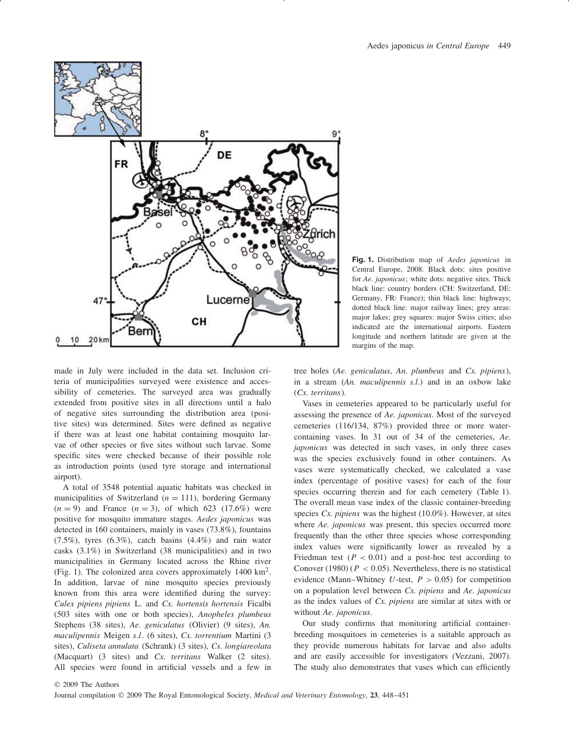**Fig. 1.** Distribution map of *Aedes japonicus* in Central Europe, 2008. Black dots: sites positive for *Ae. japonicus*; white dots: negative sites. Thick black line: country borders (CH: Switzerland, DE: Germany, FR: France); thin black line: highways; dotted black line: major railway lines; grey areas: major lakes; grey squares: major Swiss cities; also indicated are the international airports. Eastern longitude and northern latitude are given at the margins of the map.

made in July were included in the data set. Inclusion criteria of municipalities surveyed were existence and accessibility of cemeteries. The surveyed area was gradually extended from positive sites in all directions until a halo of negative sites surrounding the distribution area (positive sites) was determined. Sites were defined as negative if there was at least one habitat containing mosquito larvae of other species or five sites without such larvae. Some specific sites were checked because of their possible role as introduction points (used tyre storage and international airport).

A total of 3548 potential aquatic habitats was checked in municipalities of Switzerland ($n = 111$), bordering Germany ($n = 9$) and France ($n = 3$), of which 623 (17.6%) were positive for mosquito immature stages. *Aedes japonicus* was detected in 160 containers, mainly in vases (73.8%), fountains (7.5%), tyres (6.3%), catch basins (4.4%) and rain water casks (3.1%) in Switzerland (38 municipalities) and in two municipalities in Germany located across the Rhine river (Fig. 1). The colonized area covers approximately 1400 km$^2$. In addition, larvae of nine mosquito species previously known from this area were identified during the survey: *Culex pipiens pipiens* L. and *Cx. hortensis hortensis* Ficalbi (503 sites with one or both species), *Anopheles plumbeus* Stephens (38 sites), *Ae. geniculatus* (Olivier) (9 sites), *An. maculipennis* Meigen *s.l*. (6 sites), *Cx. torrentium* Martini (3 sites), *Culiseta annulata* (Schrank) (3 sites), *Cs. longiareolata* (Macquart) (3 sites) and *Cx. territans* Walker (2 sites). All species were found in artificial vessels and a few in tree holes (*Ae. geniculatus*, *An. plumbeus* and *Cx. pipiens*), in a stream (*An. maculipennis s.l.*) and in an oxbow lake (*Cx. territans*).

Vases in cemeteries appeared to be particularly useful for assessing the presence of *Ae. japonicus*. Most of the surveyed cemeteries (116/134, 87%) provided three or more water-containing vases. In 31 out of 34 of the cemeteries, *Ae. japonicus* was detected in such vases, in only three cases was the species exclusively found in other containers. As vases were systematically checked, we calculated a vase index (percentage of positive vases) for each of the four species occurring therein and for each cemetery (Table 1). The overall mean vase index of the classic container-breeding species *Cx. pipiens* was the highest (10.0%). However, at sites where *Ae. japonicus* was present, this species occurred more frequently than the other three species whose corresponding index values were significantly lower as revealed by a Friedman test ($P < 0.01$) and a post-hoc test according to Conover (1980) ($P < 0.05$). Nevertheless, there is no statistical evidence (Mann–Whitney $U$-test, $P > 0.05$) for competition on a population level between *Cx. pipiens* and *Ae. japonicus* as the index values of *Cx. pipiens* are similar at sites with or without *Ae. japonicus*.

Our study confirms that monitoring artificial container-breeding mosquitoes in cemeteries is a suitable approach as they provide numerous habitats for larvae and also adults and are easily accessible for investigators (Vezzani, 2007). The study also demonstrates that vases which can efficiently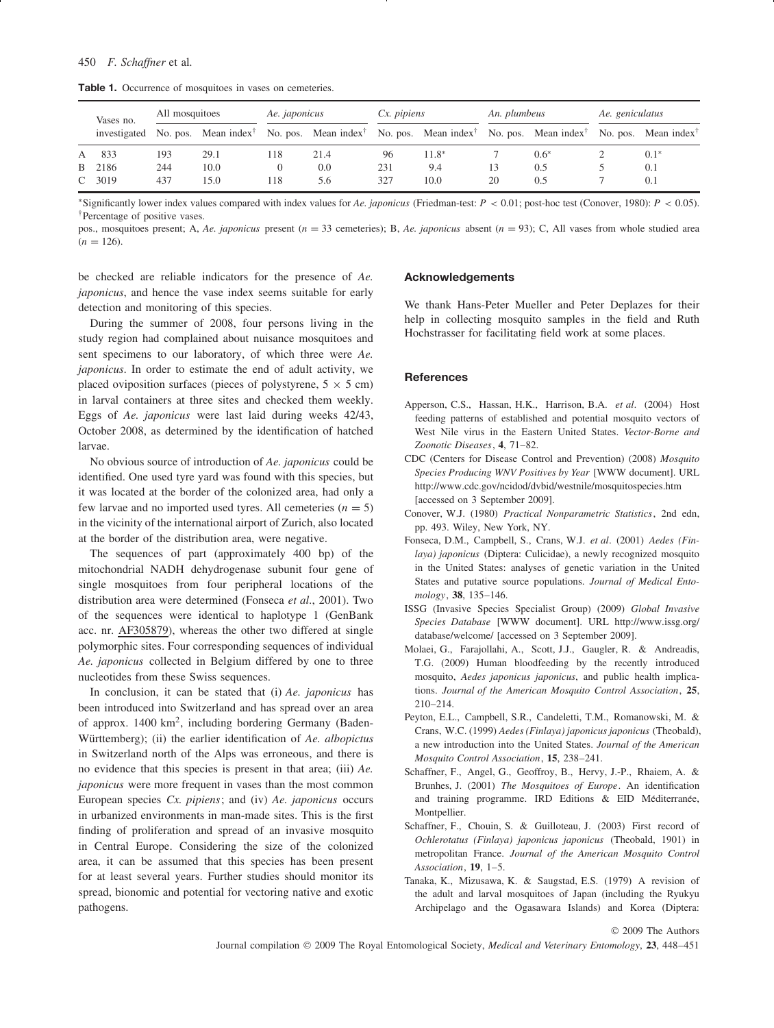**Table 1.** Occurrence of mosquitoes in vases on cemeteries.

| | Vases no. investigated | All mosquitoes | | *Ae. japonicus* | | *Cx. pipiens* | | *An. plumbeus* | | *Ae. geniculatus* | |
|---|---|---|---|---|---|---|---|---|---|---|---|
| | | No. pos. | Mean index† | No. pos. | Mean index† | No. pos. | Mean index† | No. pos. | Mean index† | No. pos. | Mean index† |
| A | 833 | 193 | 29.1 | 118 | 21.4 | 96 | 11.8* | 7 | 0.6* | 2 | 0.1* |
| B | 2186 | 244 | 10.0 | 0 | 0.0 | 231 | 9.4 | 13 | 0.5 | 5 | 0.1 |
| C | 3019 | 437 | 15.0 | 118 | 5.6 | 327 | 10.0 | 20 | 0.5 | 7 | 0.1 |

*Significantly lower index values compared with index values for *Ae. japonicus* (Friedman-test: $P < 0.01$; post-hoc test (Conover, 1980): $P < 0.05$).
†Percentage of positive vases.

pos., mosquitoes present; A, *Ae. japonicus* present ($n = 33$ cemeteries); B, *Ae. japonicus* absent ($n = 93$); C, All vases from whole studied area ($n = 126$).

be checked are reliable indicators for the presence of *Ae. japonicus*, and hence the vase index seems suitable for early detection and monitoring of this species.

During the summer of 2008, four persons living in the study region had complained about nuisance mosquitoes and sent specimens to our laboratory, of which three were *Ae. japonicus*. In order to estimate the end of adult activity, we placed oviposition surfaces (pieces of polystyrene, $5 \times 5$ cm) in larval containers at three sites and checked them weekly. Eggs of *Ae. japonicus* were last laid during weeks 42/43, October 2008, as determined by the identification of hatched larvae.

No obvious source of introduction of *Ae. japonicus* could be identified. One used tyre yard was found with this species, but it was located at the border of the colonized area, had only a few larvae and no imported used tyres. All cemeteries ($n = 5$) in the vicinity of the international airport of Zurich, also located at the border of the distribution area, were negative.

The sequences of part (approximately 400 bp) of the mitochondrial NADH dehydrogenase subunit four gene of single mosquitoes from four peripheral locations of the distribution area were determined (Fonseca *et al*., 2001). Two of the sequences were identical to haplotype 1 (GenBank acc. nr. AF305879), whereas the other two differed at single polymorphic sites. Four corresponding sequences of individual *Ae. japonicus* collected in Belgium differed by one to three nucleotides from these Swiss sequences.

In conclusion, it can be stated that (i) *Ae. japonicus* has been introduced into Switzerland and has spread over an area of approx. 1400 km$^2$, including bordering Germany (Baden-Württemberg); (ii) the earlier identification of *Ae. albopictus* in Switzerland north of the Alps was erroneous, and there is no evidence that this species is present in that area; (iii) *Ae. japonicus* were more frequent in vases than the most common European species *Cx. pipiens*; and (iv) *Ae. japonicus* occurs in urbanized environments in man-made sites. This is the first finding of proliferation and spread of an invasive mosquito in Central Europe. Considering the size of the colonized area, it can be assumed that this species has been present for at least several years. Further studies should monitor its spread, bionomic and potential for vectoring native and exotic pathogens.

## Acknowledgements

We thank Hans-Peter Mueller and Peter Deplazes for their help in collecting mosquito samples in the field and Ruth Hochstrasser for facilitating field work at some places.

## References

Apperson, C.S., Hassan, H.K., Harrison, B.A. *et al*. (2004) Host feeding patterns of established and potential mosquito vectors of West Nile virus in the Eastern United States. *Vector-Borne and Zoonotic Diseases*, **4**, 71–82.

CDC (Centers for Disease Control and Prevention) (2008) *Mosquito Species Producing WNV Positives by Year* [WWW document]. URL http://www.cdc.gov/ncidod/dvbid/westnile/mosquitospecies.htm [accessed on 3 September 2009].

Conover, W.J. (1980) *Practical Nonparametric Statistics*, 2nd edn, pp. 493. Wiley, New York, NY.

Fonseca, D.M., Campbell, S., Crans, W.J. *et al*. (2001) *Aedes (Finlaya) japonicus* (Diptera: Culicidae), a newly recognized mosquito in the United States: analyses of genetic variation in the United States and putative source populations. *Journal of Medical Entomology*, **38**, 135–146.

ISSG (Invasive Species Specialist Group) (2009) *Global Invasive Species Database* [WWW document]. URL http://www.issg.org/database/welcome/ [accessed on 3 September 2009].

Molaei, G., Farajollahi, A., Scott, J.J., Gaugler, R. & Andreadis, T.G. (2009) Human bloodfeeding by the recently introduced mosquito, *Aedes japonicus japonicus*, and public health implications. *Journal of the American Mosquito Control Association*, **25**, 210–214.

Peyton, E.L., Campbell, S.R., Candeletti, T.M., Romanowski, M. & Crans, W.C. (1999) *Aedes (Finlaya) japonicus japonicus* (Theobald), a new introduction into the United States. *Journal of the American Mosquito Control Association*, **15**, 238–241.

Schaffner, F., Angel, G., Geoffroy, B., Hervy, J.-P., Rhaiem, A. & Brunhes, J. (2001) *The Mosquitoes of Europe*. An identification and training programme. IRD Editions & EID Méditerranée, Montpellier.

Schaffner, F., Chouin, S. & Guilloteau, J. (2003) First record of *Ochlerotatus (Finlaya) japonicus japonicus* (Theobald, 1901) in metropolitan France. *Journal of the American Mosquito Control Association*, **19**, 1–5.

Tanaka, K., Mizusawa, K. & Saugstad, E.S. (1979) A revision of the adult and larval mosquitoes of Japan (including the Ryukyu Archipelago and the Ogasawara Islands) and Korea (Diptera: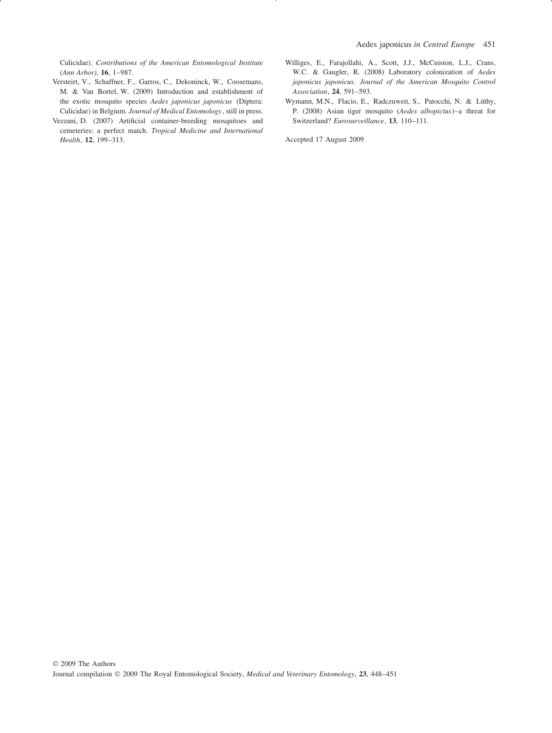Culicidae). *Contributions of the American Entomological Institute (Ann Arbor)*, **16**, 1–987.

Versteirt, V., Schaffner, F., Garros, C., Dekoninck, W., Coosemans, M. & Van Bortel, W. (2009) Introduction and establishment of the exotic mosquito species *Aedes japonicus japonicus* (Diptera: Culicidae) in Belgium. *Journal of Medical Entomology*, still in press.

Vezzani, D. (2007) Artificial container-breeding mosquitoes and cemeteries: a perfect match. *Tropical Medicine and International Health*, **12**, 199–313.

Williges, E., Farajollahi, A., Scott, J.J., McCuiston, L.J., Crans, W.C. & Gaugler, R. (2008) Laboratory colonization of *Aedes japonicus japonicus*. *Journal of the American Mosquito Control Association*, **24**, 591–593.

Wymann, M.N., Flacio, E., Radczuweit, S., Patocchi, N. & Lüthy, P. (2008) Asian tiger mosquito (*Aedes albopictus*)–a threat for Switzerland? *Eurosurveillance*, **13**, 110–111.

Accepted 17 August 2009